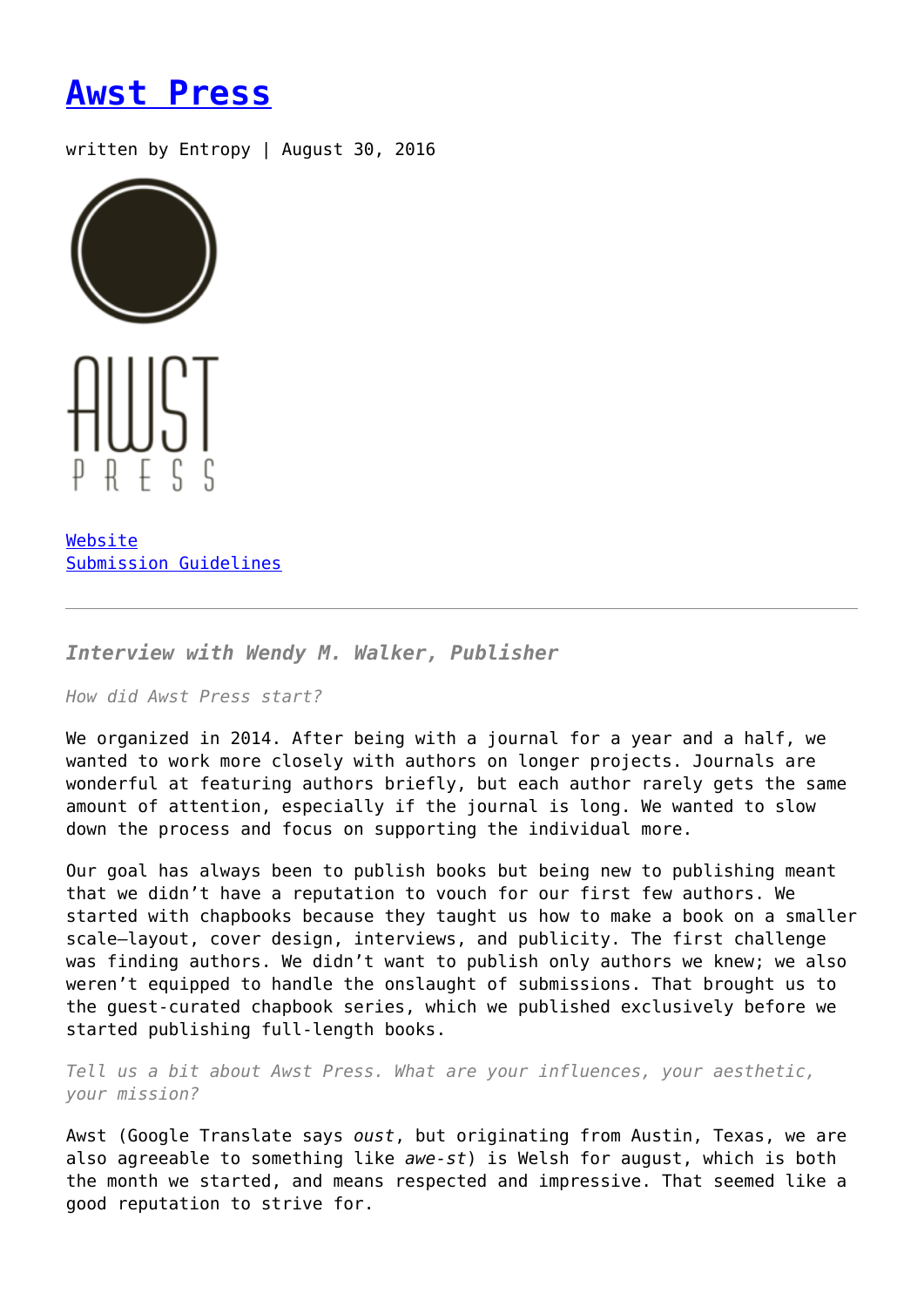# [Awst Press]

written by Entropy | August 30, 2016

[Website]
[Submission Guidelines]

---

***Interview with Wendy M. Walker, Publisher***

*How did Awst Press start?*

We organized in 2014. After being with a journal for a year and a half, we wanted to work more closely with authors on longer projects. Journals are wonderful at featuring authors briefly, but each author rarely gets the same amount of attention, especially if the journal is long. We wanted to slow down the process and focus on supporting the individual more.

Our goal has always been to publish books but being new to publishing meant that we didn't have a reputation to vouch for our first few authors. We started with chapbooks because they taught us how to make a book on a smaller scale—layout, cover design, interviews, and publicity. The first challenge was finding authors. We didn't want to publish only authors we knew; we also weren't equipped to handle the onslaught of submissions. That brought us to the guest-curated chapbook series, which we published exclusively before we started publishing full-length books.

*Tell us a bit about Awst Press. What are your influences, your aesthetic, your mission?*

Awst (Google Translate says *oust*, but originating from Austin, Texas, we are also agreeable to something like *awe-st*) is Welsh for august, which is both the month we started, and means respected and impressive. That seemed like a good reputation to strive for.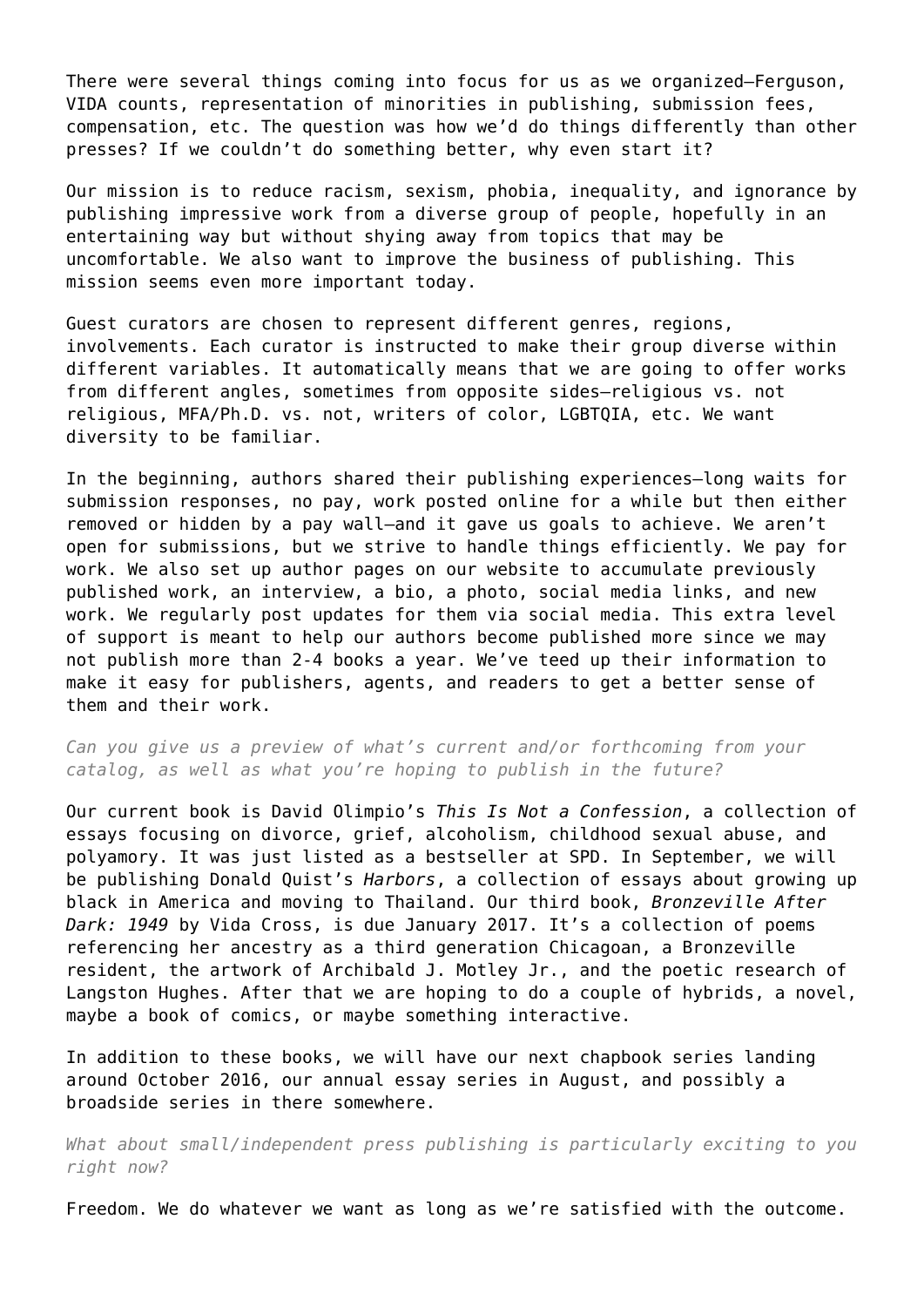There were several things coming into focus for us as we organized—Ferguson, VIDA counts, representation of minorities in publishing, submission fees, compensation, etc. The question was how we'd do things differently than other presses? If we couldn't do something better, why even start it?

Our mission is to reduce racism, sexism, phobia, inequality, and ignorance by publishing impressive work from a diverse group of people, hopefully in an entertaining way but without shying away from topics that may be uncomfortable. We also want to improve the business of publishing. This mission seems even more important today.

Guest curators are chosen to represent different genres, regions, involvements. Each curator is instructed to make their group diverse within different variables. It automatically means that we are going to offer works from different angles, sometimes from opposite sides—religious vs. not religious, MFA/Ph.D. vs. not, writers of color, LGBTQIA, etc. We want diversity to be familiar.

In the beginning, authors shared their publishing experiences—long waits for submission responses, no pay, work posted online for a while but then either removed or hidden by a pay wall—and it gave us goals to achieve. We aren't open for submissions, but we strive to handle things efficiently. We pay for work. We also set up author pages on our website to accumulate previously published work, an interview, a bio, a photo, social media links, and new work. We regularly post updates for them via social media. This extra level of support is meant to help our authors become published more since we may not publish more than 2-4 books a year. We've teed up their information to make it easy for publishers, agents, and readers to get a better sense of them and their work.

*Can you give us a preview of what's current and/or forthcoming from your catalog, as well as what you're hoping to publish in the future?*

Our current book is David Olimpio's *This Is Not a Confession*, a collection of essays focusing on divorce, grief, alcoholism, childhood sexual abuse, and polyamory. It was just listed as a bestseller at SPD. In September, we will be publishing Donald Quist's *Harbors*, a collection of essays about growing up black in America and moving to Thailand. Our third book, *Bronzeville After Dark: 1949* by Vida Cross, is due January 2017. It's a collection of poems referencing her ancestry as a third generation Chicagoan, a Bronzeville resident, the artwork of Archibald J. Motley Jr., and the poetic research of Langston Hughes. After that we are hoping to do a couple of hybrids, a novel, maybe a book of comics, or maybe something interactive.

In addition to these books, we will have our next chapbook series landing around October 2016, our annual essay series in August, and possibly a broadside series in there somewhere.

*What about small/independent press publishing is particularly exciting to you right now?*

Freedom. We do whatever we want as long as we're satisfied with the outcome.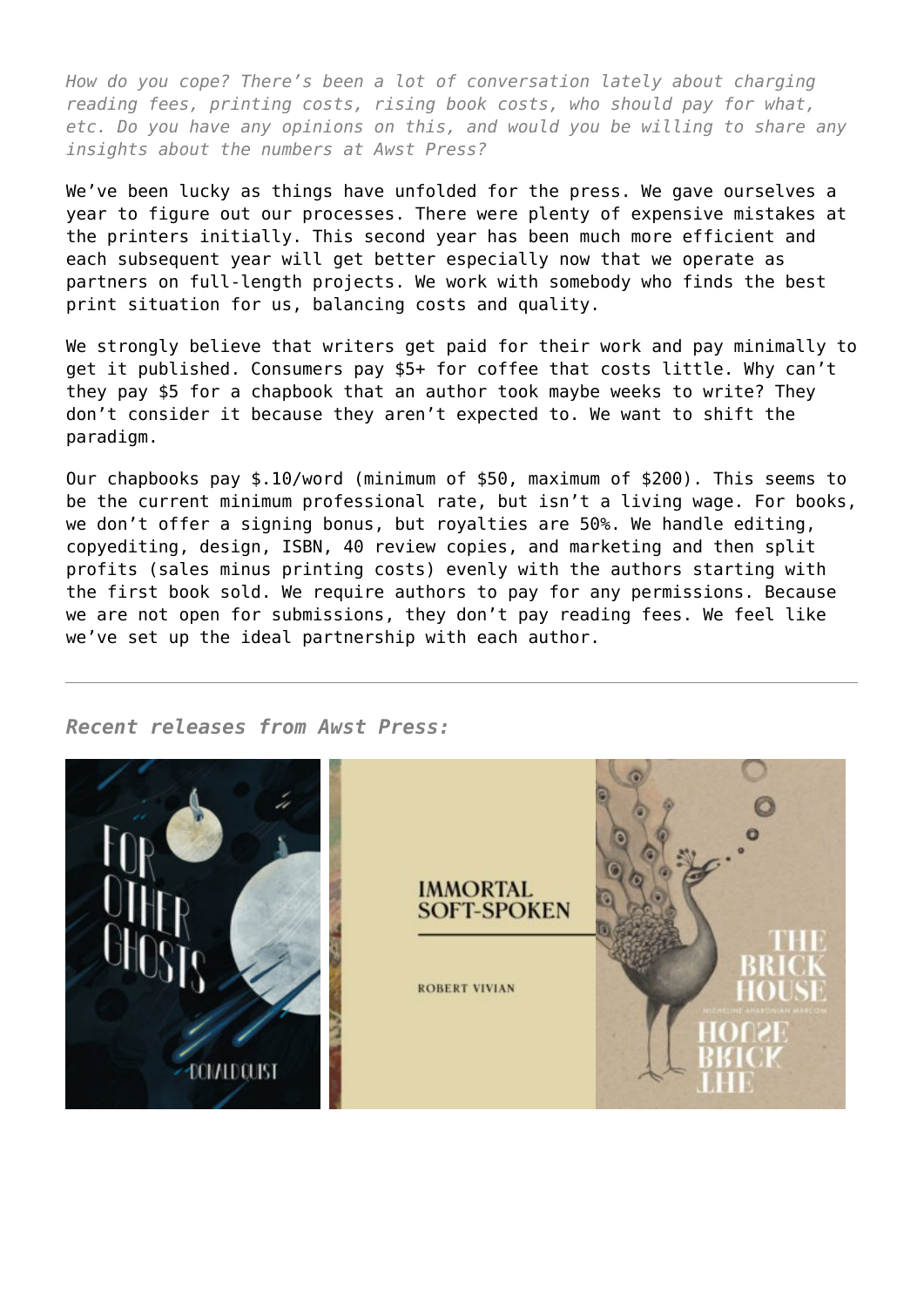*How do you cope? There's been a lot of conversation lately about charging reading fees, printing costs, rising book costs, who should pay for what, etc. Do you have any opinions on this, and would you be willing to share any insights about the numbers at Awst Press?*

We've been lucky as things have unfolded for the press. We gave ourselves a year to figure out our processes. There were plenty of expensive mistakes at the printers initially. This second year has been much more efficient and each subsequent year will get better especially now that we operate as partners on full-length projects. We work with somebody who finds the best print situation for us, balancing costs and quality.

We strongly believe that writers get paid for their work and pay minimally to get it published. Consumers pay $5+ for coffee that costs little. Why can't they pay $5 for a chapbook that an author took maybe weeks to write? They don't consider it because they aren't expected to. We want to shift the paradigm.

Our chapbooks pay $.10/word (minimum of $50, maximum of $200). This seems to be the current minimum professional rate, but isn't a living wage. For books, we don't offer a signing bonus, but royalties are 50%. We handle editing, copyediting, design, ISBN, 40 review copies, and marketing and then split profits (sales minus printing costs) evenly with the authors starting with the first book sold. We require authors to pay for any permissions. Because we are not open for submissions, they don't pay reading fees. We feel like we've set up the ideal partnership with each author.

---

***Recent releases from Awst Press:***

FOR OTHER GHOSTS
DONALD QUIST

IMMORTAL SOFT-SPOKEN
ROBERT VIVIAN

THE BRICK HOUSE
MICHELINE AHARONIAN MARCOM